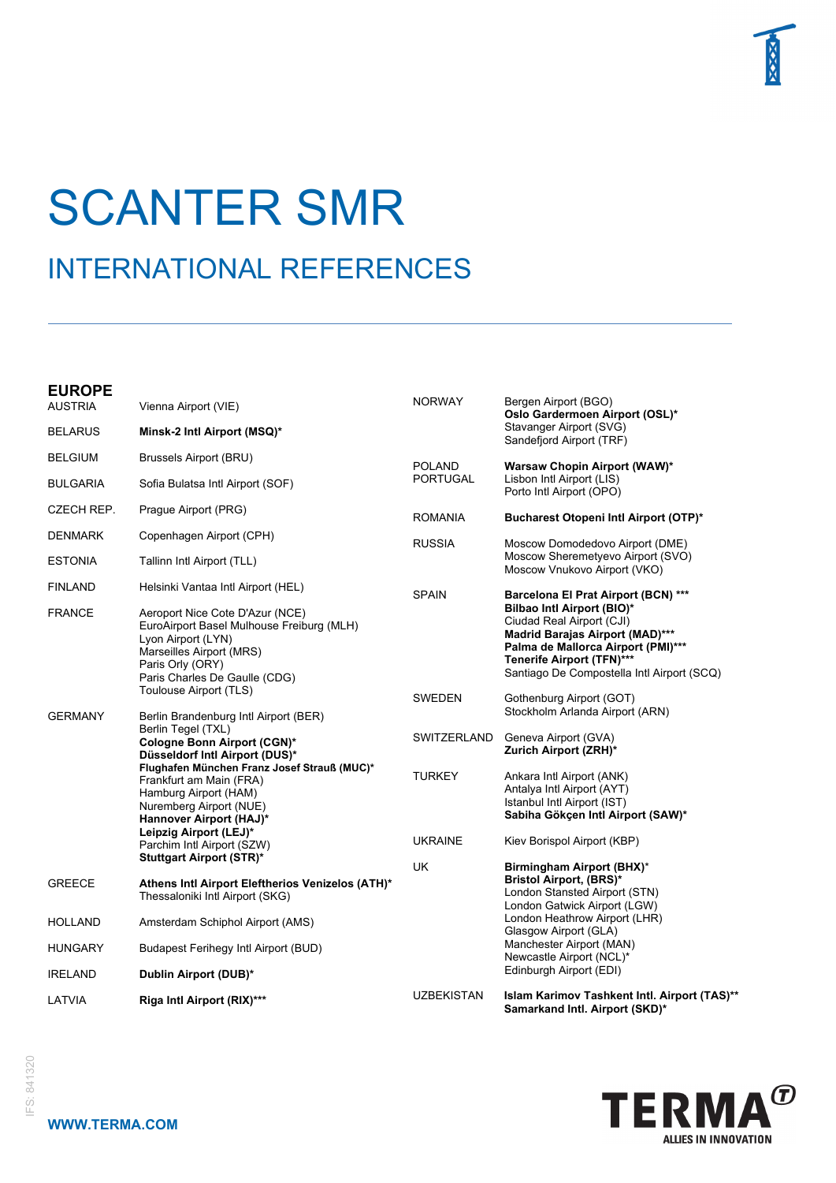# SCANTER SMR

## INTERNATIONAL REFERENCES

### EUROPE

| Country | Airports |
|---|---|
| AUSTRIA | Vienna Airport (VIE) |
| BELARUS | **Minsk-2 Intl Airport (MSQ)*** |
| BELGIUM | Brussels Airport (BRU) |
| BULGARIA | Sofia Bulatsa Intl Airport (SOF) |
| CZECH REP. | Prague Airport (PRG) |
| DENMARK | Copenhagen Airport (CPH) |
| ESTONIA | Tallinn Intl Airport (TLL) |
| FINLAND | Helsinki Vantaa Intl Airport (HEL) |
| FRANCE | Aeroport Nice Cote D'Azur (NCE)<br>EuroAirport Basel Mulhouse Freiburg (MLH)<br>Lyon Airport (LYN)<br>Marseilles Airport (MRS)<br>Paris Orly (ORY)<br>Paris Charles De Gaulle (CDG)<br>Toulouse Airport (TLS) |
| GERMANY | Berlin Brandenburg Intl Airport (BER)<br>Berlin Tegel (TXL)<br>**Cologne Bonn Airport (CGN)***<br>**Düsseldorf Intl Airport (DUS)***<br>**Flughafen München Franz Josef Strauß (MUC)***<br>Frankfurt am Main (FRA)<br>Hamburg Airport (HAM)<br>Nuremberg Airport (NUE)<br>**Hannover Airport (HAJ)***<br>**Leipzig Airport (LEJ)***<br>Parchim Intl Airport (SZW)<br>**Stuttgart Airport (STR)*** |
| GREECE | **Athens Intl Airport Eleftherios Venizelos (ATH)***<br>Thessaloniki Intl Airport (SKG) |
| HOLLAND | Amsterdam Schiphol Airport (AMS) |
| HUNGARY | Budapest Ferihegy Intl Airport (BUD) |
| IRELAND | **Dublin Airport (DUB)*** |
| LATVIA | **Riga Intl Airport (RIX)***** |
| NORWAY | Bergen Airport (BGO)<br>**Oslo Gardermoen Airport (OSL)***<br>Stavanger Airport (SVG)<br>Sandefjord Airport (TRF) |
| POLAND | **Warsaw Chopin Airport (WAW)*** |
| PORTUGAL | Lisbon Intl Airport (LIS)<br>Porto Intl Airport (OPO) |
| ROMANIA | **Bucharest Otopeni Intl Airport (OTP)*** |
| RUSSIA | Moscow Domodedovo Airport (DME)<br>Moscow Sheremetyevo Airport (SVO)<br>Moscow Vnukovo Airport (VKO) |
| SPAIN | **Barcelona El Prat Airport (BCN) *****<br>**Bilbao Intl Airport (BIO)***<br>Ciudad Real Airport (CJI)<br>**Madrid Barajas Airport (MAD)*****<br>**Palma de Mallorca Airport (PMI)*****<br>**Tenerife Airport (TFN)*****<br>Santiago De Compostela Intl Airport (SCQ) |
| SWEDEN | Gothenburg Airport (GOT)<br>Stockholm Arlanda Airport (ARN) |
| SWITZERLAND | Geneva Airport (GVA)<br>**Zurich Airport (ZRH)*** |
| TURKEY | Ankara Intl Airport (ANK)<br>Antalya Intl Airport (AYT)<br>Istanbul Intl Airport (IST)<br>**Sabiha Gökçen Intl Airport (SAW)*** |
| UKRAINE | Kiev Borispol Airport (KBP) |
| UK | **Birmingham Airport (BHX)***<br>**Bristol Airport, (BRS)***<br>London Stansted Airport (STN)<br>London Gatwick Airport (LGW)<br>London Heathrow Airport (LHR)<br>Glasgow Airport (GLA)<br>Manchester Airport (MAN)<br>Newcastle Airport (NCL)*<br>Edinburgh Airport (EDI) |
| UZBEKISTAN | **Islam Karimov Tashkent Intl. Airport (TAS)****<br>**Samarkand Intl. Airport (SKD)*** |

IFS: 841320

**WWW.TERMA.COM**

TERMA® ALLIES IN INNOVATION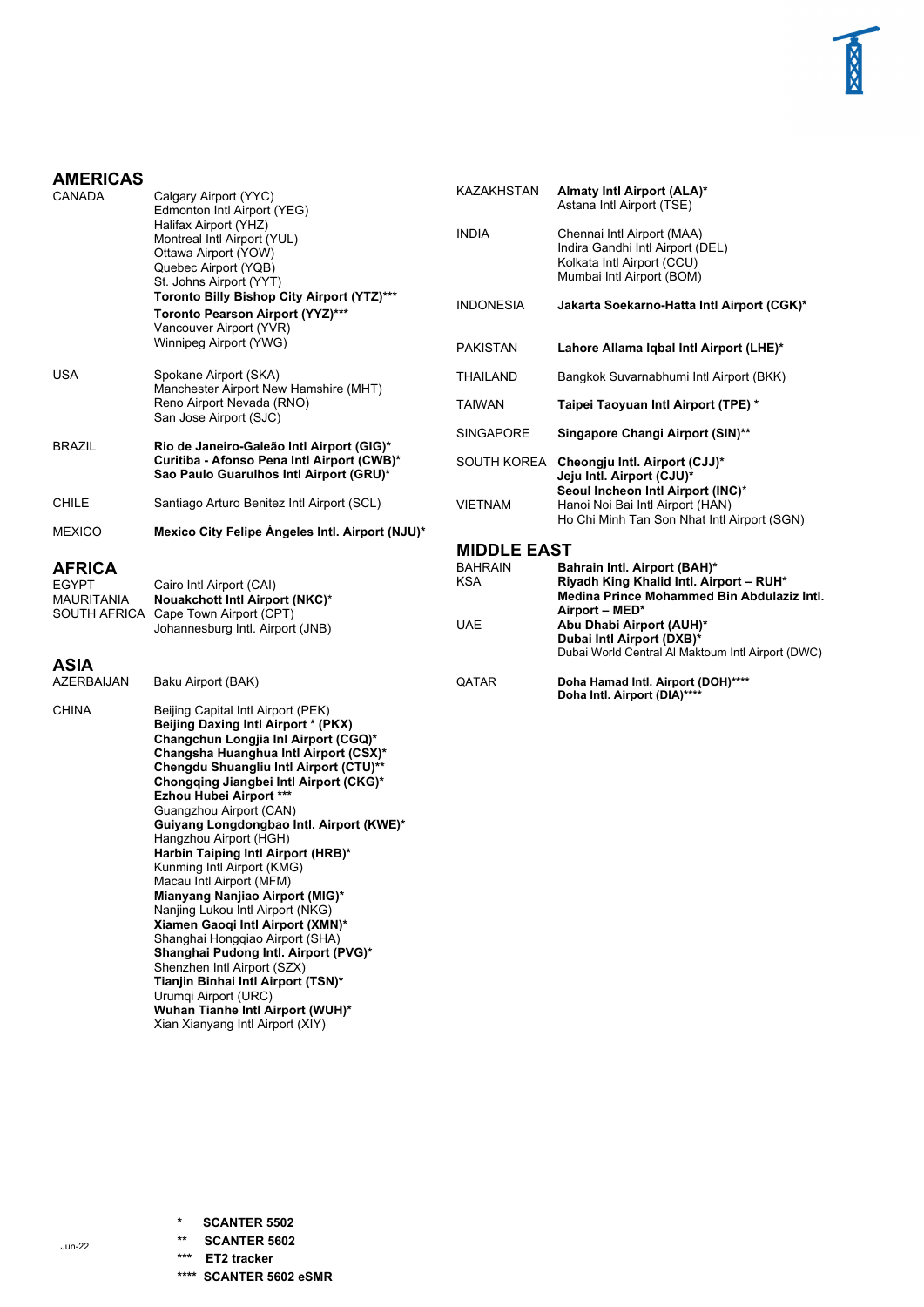## AMERICAS

| | |
|---|---|
| CANADA | Calgary Airport (YYC)<br>Edmonton Intl Airport (YEG)<br>Halifax Airport (YHZ)<br>Montreal Intl Airport (YUL)<br>Ottawa Airport (YOW)<br>Quebec Airport (YQB)<br>St. Johns Airport (YYT)<br>**Toronto Billy Bishop City Airport (YTZ)*****<br>**Toronto Pearson Airport (YYZ)*****<br>Vancouver Airport (YVR)<br>Winnipeg Airport (YWG) |
| USA | Spokane Airport (SKA)<br>Manchester Airport New Hamshire (MHT)<br>Reno Airport Nevada (RNO)<br>San Jose Airport (SJC) |
| BRAZIL | **Rio de Janeiro-Galeão Intl Airport (GIG)***<br>**Curitiba - Afonso Pena Intl Airport (CWB)***<br>**Sao Paulo Guarulhos Intl Airport (GRU)*** |
| CHILE | Santiago Arturo Benitez Intl Airport (SCL) |
| MEXICO | **Mexico City Felipe Ángeles Intl. Airport (NJU)*** |

## AFRICA

| | |
|---|---|
| EGYPT | Cairo Intl Airport (CAI) |
| MAURITANIA | **Nouakchott Intl Airport (NKC)*** |
| SOUTH AFRICA | Cape Town Airport (CPT)<br>Johannesburg Intl. Airport (JNB) |

## ASIA

| | |
|---|---|
| AZERBAIJAN | Baku Airport (BAK) |
| CHINA | Beijing Capital Intl Airport (PEK)<br>**Beijing Daxing Intl Airport * (PKX)**<br>**Changchun Longjia Inl Airport (CGQ)***<br>**Changsha Huanghua Intl Airport (CSX)***<br>**Chengdu Shuangliu Intl Airport (CTU)****<br>**Chongqing Jiangbei Intl Airport (CKG)***<br>**Ezhou Hubei Airport *****<br>Guangzhou Airport (CAN)<br>**Guiyang Longdongbao Intl. Airport (KWE)***<br>Hangzhou Airport (HGH)<br>**Harbin Taiping Intl Airport (HRB)***<br>Kunming Intl Airport (KMG)<br>Macau Intl Airport (MFM)<br>**Mianyang Nanjiao Airport (MIG)***<br>Nanjing Lukou Intl Airport (NKG)<br>**Xiamen Gaoqi Intl Airport (XMN)***<br>Shanghai Hongqiao Airport (SHA)<br>**Shanghai Pudong Intl. Airport (PVG)***<br>Shenzhen Intl Airport (SZX)<br>**Tianjin Binhai Intl Airport (TSN)***<br>Urumqi Airport (URC)<br>**Wuhan Tianhe Intl Airport (WUH)***<br>Xian Xianyang Intl Airport (XIY) |
| KAZAKHSTAN | **Almaty Intl Airport (ALA)***<br>Astana Intl Airport (TSE) |
| INDIA | Chennai Intl Airport (MAA)<br>Indira Gandhi Intl Airport (DEL)<br>Kolkata Intl Airport (CCU)<br>Mumbai Intl Airport (BOM) |
| INDONESIA | **Jakarta Soekarno-Hatta Intl Airport (CGK)*** |
| PAKISTAN | **Lahore Allama Iqbal Intl Airport (LHE)*** |
| THAILAND | Bangkok Suvarnabhumi Intl Airport (BKK) |
| TAIWAN | **Taipei Taoyuan Intl Airport (TPE) *** |
| SINGAPORE | **Singapore Changi Airport (SIN)**** |
| SOUTH KOREA | **Cheongju Intl. Airport (CJJ)***<br>**Jeju Intl. Airport (CJU)***<br>**Seoul Incheon Intl Airport (INC)*** |
| VIETNAM | Hanoi Noi Bai Intl Airport (HAN)<br>Ho Chi Minh Tan Son Nhat Intl Airport (SGN) |

## MIDDLE EAST

| | |
|---|---|
| BAHRAIN | **Bahrain Intl. Airport (BAH)*** |
| KSA | **Riyadh King Khalid Intl. Airport – RUH***<br>**Medina Prince Mohammed Bin Abdulaziz Intl. Airport – MED*** |
| UAE | **Abu Dhabi Airport (AUH)***<br>**Dubai Intl Airport (DXB)***<br>Dubai World Central Al Maktoum Intl Airport (DWC) |
| QATAR | **Doha Hamad Intl. Airport (DOH)******<br>**Doha Intl. Airport (DIA)****** |

Jun-22

\* **SCANTER 5502**
** **SCANTER 5602**
*** **ET2 tracker**
**** **SCANTER 5602 eSMR**